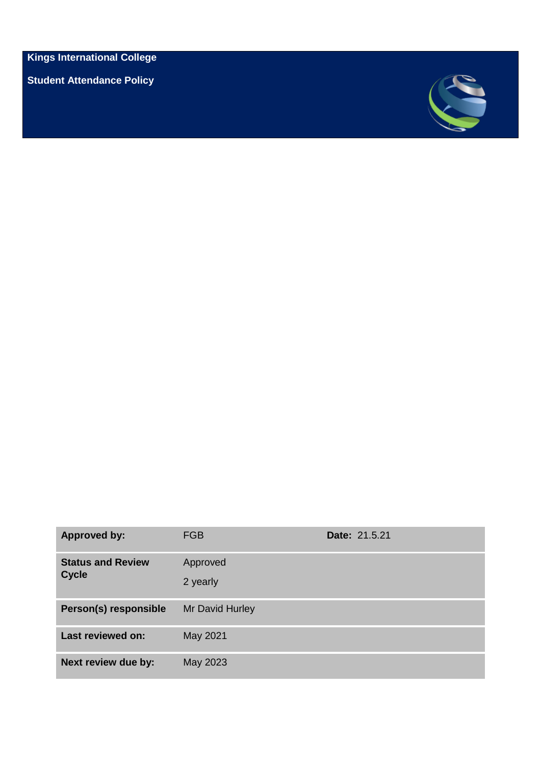**Kings International College**

**Student Attendance Policy**

| **Approved by:** | FGB | **Date:** 21.5.21 |
|---|---|---|
| **Status and Review Cycle** | Approved<br>2 yearly | |
| **Person(s) responsible** | Mr David Hurley | |
| **Last reviewed on:** | May 2021 | |
| **Next review due by:** | May 2023 | |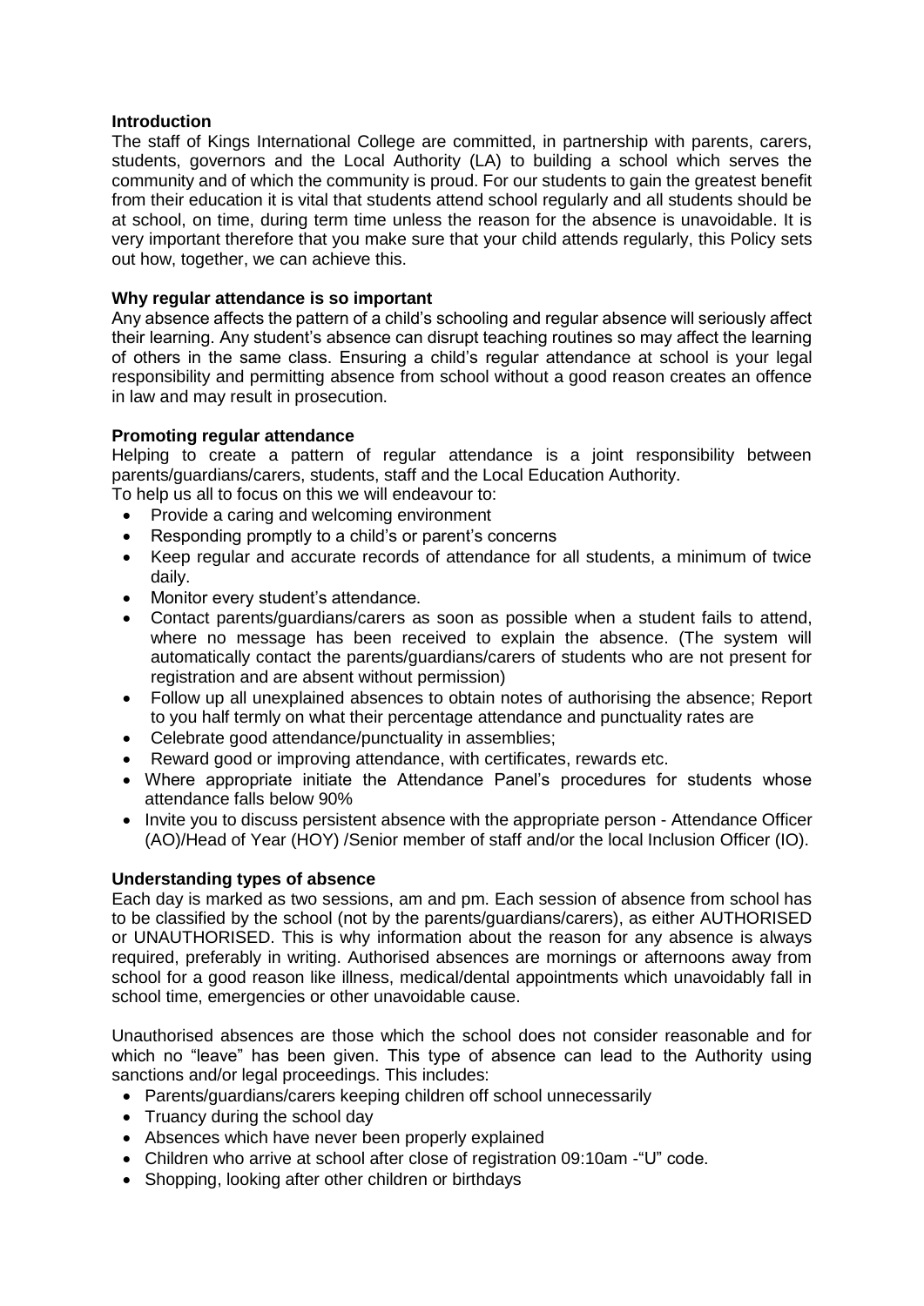**Introduction**

The staff of Kings International College are committed, in partnership with parents, carers, students, governors and the Local Authority (LA) to building a school which serves the community and of which the community is proud. For our students to gain the greatest benefit from their education it is vital that students attend school regularly and all students should be at school, on time, during term time unless the reason for the absence is unavoidable. It is very important therefore that you make sure that your child attends regularly, this Policy sets out how, together, we can achieve this.

**Why regular attendance is so important**

Any absence affects the pattern of a child's schooling and regular absence will seriously affect their learning. Any student's absence can disrupt teaching routines so may affect the learning of others in the same class. Ensuring a child's regular attendance at school is your legal responsibility and permitting absence from school without a good reason creates an offence in law and may result in prosecution.

**Promoting regular attendance**

Helping to create a pattern of regular attendance is a joint responsibility between parents/guardians/carers, students, staff and the Local Education Authority.

To help us all to focus on this we will endeavour to:

- Provide a caring and welcoming environment
- Responding promptly to a child's or parent's concerns
- Keep regular and accurate records of attendance for all students, a minimum of twice daily.
- Monitor every student's attendance.
- Contact parents/guardians/carers as soon as possible when a student fails to attend, where no message has been received to explain the absence. (The system will automatically contact the parents/guardians/carers of students who are not present for registration and are absent without permission)
- Follow up all unexplained absences to obtain notes of authorising the absence; Report to you half termly on what their percentage attendance and punctuality rates are
- Celebrate good attendance/punctuality in assemblies;
- Reward good or improving attendance, with certificates, rewards etc.
- Where appropriate initiate the Attendance Panel's procedures for students whose attendance falls below 90%
- Invite you to discuss persistent absence with the appropriate person - Attendance Officer (AO)/Head of Year (HOY) /Senior member of staff and/or the local Inclusion Officer (IO).

**Understanding types of absence**

Each day is marked as two sessions, am and pm. Each session of absence from school has to be classified by the school (not by the parents/guardians/carers), as either AUTHORISED or UNAUTHORISED. This is why information about the reason for any absence is always required, preferably in writing. Authorised absences are mornings or afternoons away from school for a good reason like illness, medical/dental appointments which unavoidably fall in school time, emergencies or other unavoidable cause.

Unauthorised absences are those which the school does not consider reasonable and for which no "leave" has been given. This type of absence can lead to the Authority using sanctions and/or legal proceedings. This includes:

- Parents/guardians/carers keeping children off school unnecessarily
- Truancy during the school day
- Absences which have never been properly explained
- Children who arrive at school after close of registration 09:10am -"U" code.
- Shopping, looking after other children or birthdays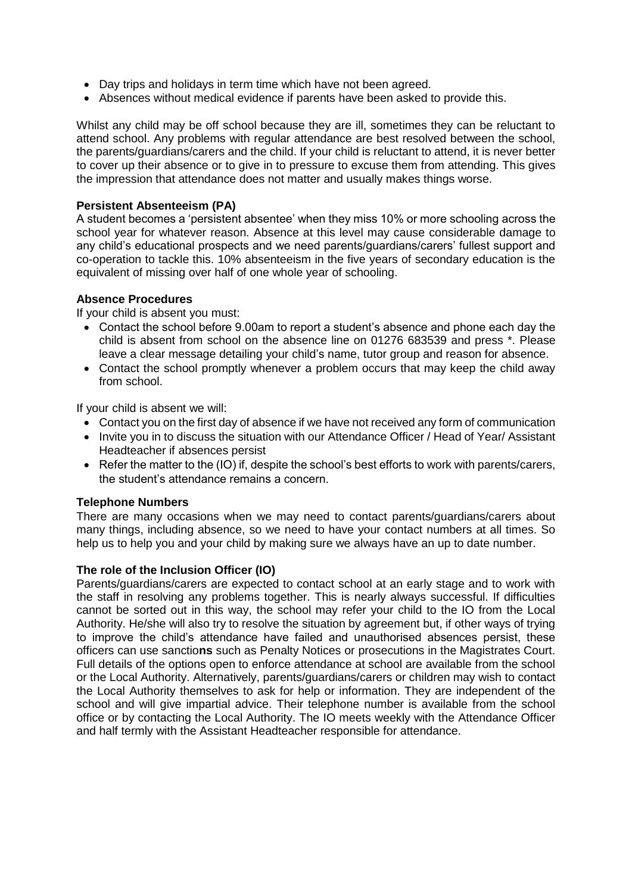- Day trips and holidays in term time which have not been agreed.
- Absences without medical evidence if parents have been asked to provide this.

Whilst any child may be off school because they are ill, sometimes they can be reluctant to attend school. Any problems with regular attendance are best resolved between the school, the parents/guardians/carers and the child. If your child is reluctant to attend, it is never better to cover up their absence or to give in to pressure to excuse them from attending. This gives the impression that attendance does not matter and usually makes things worse.

**Persistent Absenteeism (PA)**

A student becomes a 'persistent absentee' when they miss 10% or more schooling across the school year for whatever reason. Absence at this level may cause considerable damage to any child's educational prospects and we need parents/guardians/carers' fullest support and co-operation to tackle this. 10% absenteeism in the five years of secondary education is the equivalent of missing over half of one whole year of schooling.

**Absence Procedures**

If your child is absent you must:

- Contact the school before 9.00am to report a student's absence and phone each day the child is absent from school on the absence line on 01276 683539 and press *. Please leave a clear message detailing your child's name, tutor group and reason for absence.
- Contact the school promptly whenever a problem occurs that may keep the child away from school.

If your child is absent we will:

- Contact you on the first day of absence if we have not received any form of communication
- Invite you in to discuss the situation with our Attendance Officer / Head of Year/ Assistant Headteacher if absences persist
- Refer the matter to the (IO) if, despite the school's best efforts to work with parents/carers, the student's attendance remains a concern.

**Telephone Numbers**

There are many occasions when we may need to contact parents/guardians/carers about many things, including absence, so we need to have your contact numbers at all times. So help us to help you and your child by making sure we always have an up to date number.

**The role of the Inclusion Officer (IO)**

Parents/guardians/carers are expected to contact school at an early stage and to work with the staff in resolving any problems together. This is nearly always successful. If difficulties cannot be sorted out in this way, the school may refer your child to the IO from the Local Authority. He/she will also try to resolve the situation by agreement but, if other ways of trying to improve the child's attendance have failed and unauthorised absences persist, these officers can use sanctio**ns** such as Penalty Notices or prosecutions in the Magistrates Court. Full details of the options open to enforce attendance at school are available from the school or the Local Authority. Alternatively, parents/guardians/carers or children may wish to contact the Local Authority themselves to ask for help or information. They are independent of the school and will give impartial advice. Their telephone number is available from the school office or by contacting the Local Authority. The IO meets weekly with the Attendance Officer and half termly with the Assistant Headteacher responsible for attendance.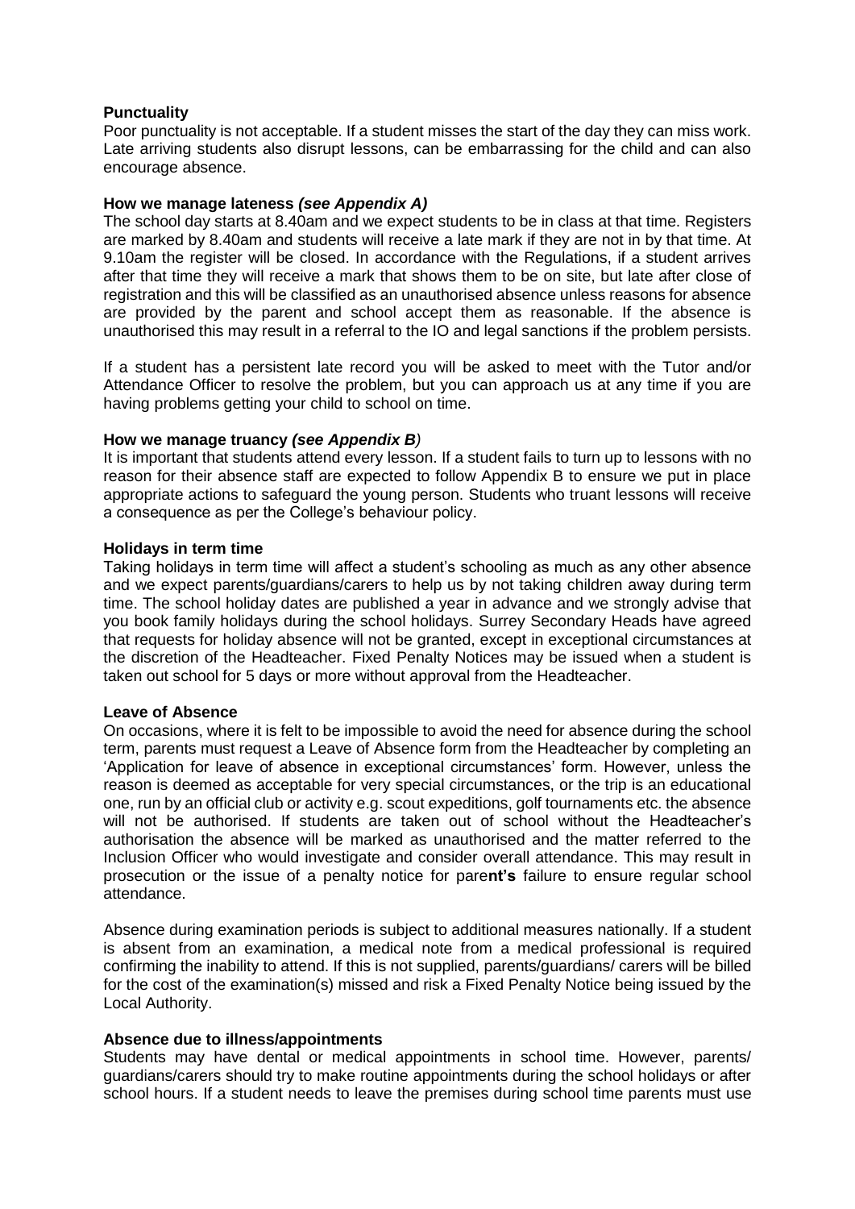**Punctuality**

Poor punctuality is not acceptable. If a student misses the start of the day they can miss work. Late arriving students also disrupt lessons, can be embarrassing for the child and can also encourage absence.

**How we manage lateness *(see Appendix A)***

The school day starts at 8.40am and we expect students to be in class at that time. Registers are marked by 8.40am and students will receive a late mark if they are not in by that time. At 9.10am the register will be closed. In accordance with the Regulations, if a student arrives after that time they will receive a mark that shows them to be on site, but late after close of registration and this will be classified as an unauthorised absence unless reasons for absence are provided by the parent and school accept them as reasonable. If the absence is unauthorised this may result in a referral to the IO and legal sanctions if the problem persists.

If a student has a persistent late record you will be asked to meet with the Tutor and/or Attendance Officer to resolve the problem, but you can approach us at any time if you are having problems getting your child to school on time.

**How we manage truancy *(see Appendix B)***

It is important that students attend every lesson. If a student fails to turn up to lessons with no reason for their absence staff are expected to follow Appendix B to ensure we put in place appropriate actions to safeguard the young person. Students who truant lessons will receive a consequence as per the College's behaviour policy.

**Holidays in term time**

Taking holidays in term time will affect a student's schooling as much as any other absence and we expect parents/guardians/carers to help us by not taking children away during term time. The school holiday dates are published a year in advance and we strongly advise that you book family holidays during the school holidays. Surrey Secondary Heads have agreed that requests for holiday absence will not be granted, except in exceptional circumstances at the discretion of the Headteacher. Fixed Penalty Notices may be issued when a student is taken out school for 5 days or more without approval from the Headteacher.

**Leave of Absence**

On occasions, where it is felt to be impossible to avoid the need for absence during the school term, parents must request a Leave of Absence form from the Headteacher by completing an 'Application for leave of absence in exceptional circumstances' form. However, unless the reason is deemed as acceptable for very special circumstances, or the trip is an educational one, run by an official club or activity e.g. scout expeditions, golf tournaments etc. the absence will not be authorised. If students are taken out of school without the Headteacher's authorisation the absence will be marked as unauthorised and the matter referred to the Inclusion Officer who would investigate and consider overall attendance. This may result in prosecution or the issue of a penalty notice for pare**nt's** failure to ensure regular school attendance.

Absence during examination periods is subject to additional measures nationally. If a student is absent from an examination, a medical note from a medical professional is required confirming the inability to attend. If this is not supplied, parents/guardians/ carers will be billed for the cost of the examination(s) missed and risk a Fixed Penalty Notice being issued by the Local Authority.

**Absence due to illness/appointments**

Students may have dental or medical appointments in school time. However, parents/ guardians/carers should try to make routine appointments during the school holidays or after school hours. If a student needs to leave the premises during school time parents must use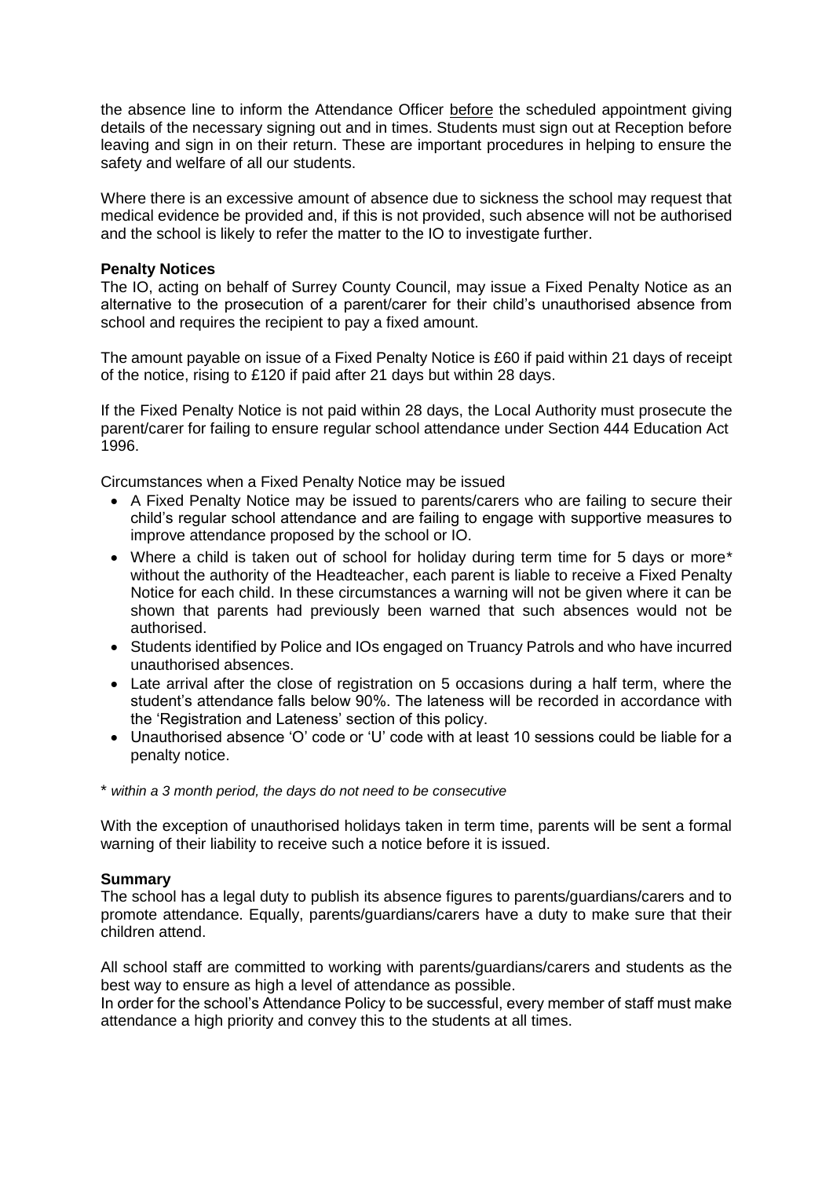the absence line to inform the Attendance Officer before the scheduled appointment giving details of the necessary signing out and in times. Students must sign out at Reception before leaving and sign in on their return. These are important procedures in helping to ensure the safety and welfare of all our students.

Where there is an excessive amount of absence due to sickness the school may request that medical evidence be provided and, if this is not provided, such absence will not be authorised and the school is likely to refer the matter to the IO to investigate further.

**Penalty Notices**

The IO, acting on behalf of Surrey County Council, may issue a Fixed Penalty Notice as an alternative to the prosecution of a parent/carer for their child's unauthorised absence from school and requires the recipient to pay a fixed amount.

The amount payable on issue of a Fixed Penalty Notice is £60 if paid within 21 days of receipt of the notice, rising to £120 if paid after 21 days but within 28 days.

If the Fixed Penalty Notice is not paid within 28 days, the Local Authority must prosecute the parent/carer for failing to ensure regular school attendance under Section 444 Education Act 1996.

Circumstances when a Fixed Penalty Notice may be issued

- A Fixed Penalty Notice may be issued to parents/carers who are failing to secure their child's regular school attendance and are failing to engage with supportive measures to improve attendance proposed by the school or IO.
- Where a child is taken out of school for holiday during term time for 5 days or more* without the authority of the Headteacher, each parent is liable to receive a Fixed Penalty Notice for each child. In these circumstances a warning will not be given where it can be shown that parents had previously been warned that such absences would not be authorised.
- Students identified by Police and IOs engaged on Truancy Patrols and who have incurred unauthorised absences.
- Late arrival after the close of registration on 5 occasions during a half term, where the student's attendance falls below 90%. The lateness will be recorded in accordance with the 'Registration and Lateness' section of this policy.
- Unauthorised absence 'O' code or 'U' code with at least 10 sessions could be liable for a penalty notice.

\* *within a 3 month period, the days do not need to be consecutive*

With the exception of unauthorised holidays taken in term time, parents will be sent a formal warning of their liability to receive such a notice before it is issued.

**Summary**

The school has a legal duty to publish its absence figures to parents/guardians/carers and to promote attendance. Equally, parents/guardians/carers have a duty to make sure that their children attend.

All school staff are committed to working with parents/guardians/carers and students as the best way to ensure as high a level of attendance as possible.

In order for the school's Attendance Policy to be successful, every member of staff must make attendance a high priority and convey this to the students at all times.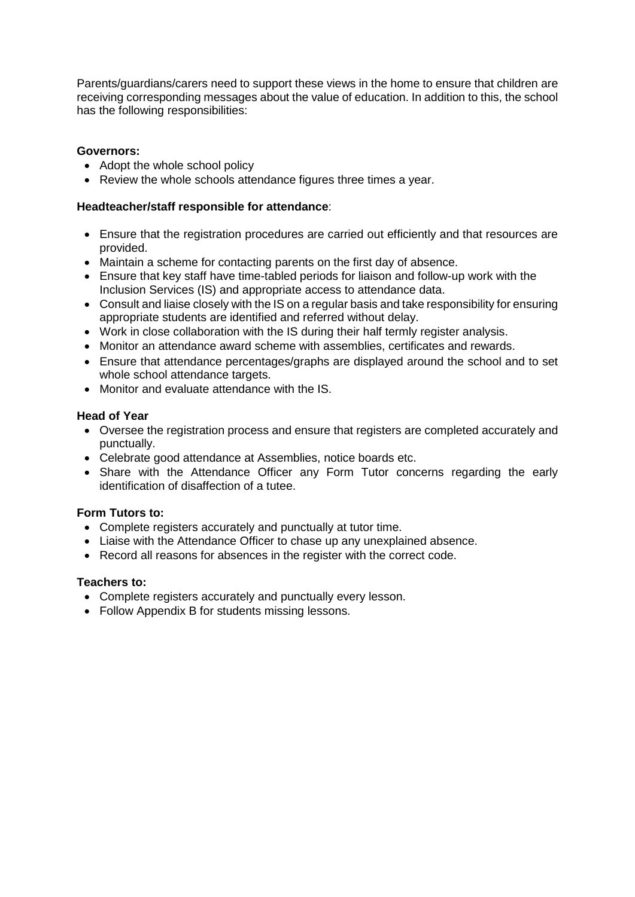Parents/guardians/carers need to support these views in the home to ensure that children are receiving corresponding messages about the value of education. In addition to this, the school has the following responsibilities:

**Governors:**

- Adopt the whole school policy
- Review the whole schools attendance figures three times a year.

**Headteacher/staff responsible for attendance**:

- Ensure that the registration procedures are carried out efficiently and that resources are provided.
- Maintain a scheme for contacting parents on the first day of absence.
- Ensure that key staff have time-tabled periods for liaison and follow-up work with the Inclusion Services (IS) and appropriate access to attendance data.
- Consult and liaise closely with the IS on a regular basis and take responsibility for ensuring appropriate students are identified and referred without delay.
- Work in close collaboration with the IS during their half termly register analysis.
- Monitor an attendance award scheme with assemblies, certificates and rewards.
- Ensure that attendance percentages/graphs are displayed around the school and to set whole school attendance targets.
- Monitor and evaluate attendance with the IS.

**Head of Year**

- Oversee the registration process and ensure that registers are completed accurately and punctually.
- Celebrate good attendance at Assemblies, notice boards etc.
- Share with the Attendance Officer any Form Tutor concerns regarding the early identification of disaffection of a tutee.

**Form Tutors to:**

- Complete registers accurately and punctually at tutor time.
- Liaise with the Attendance Officer to chase up any unexplained absence.
- Record all reasons for absences in the register with the correct code.

**Teachers to:**

- Complete registers accurately and punctually every lesson.
- Follow Appendix B for students missing lessons.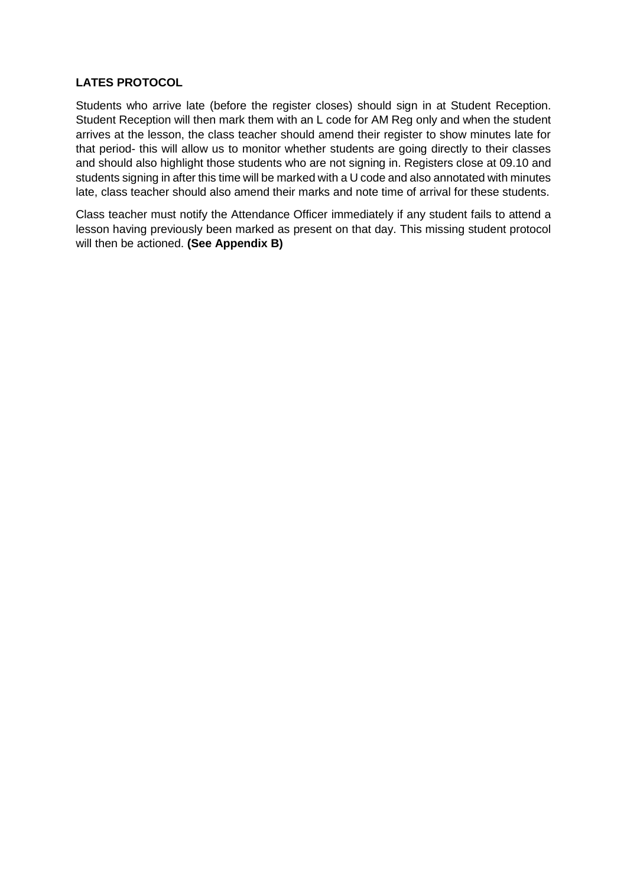**LATES PROTOCOL**

Students who arrive late (before the register closes) should sign in at Student Reception. Student Reception will then mark them with an L code for AM Reg only and when the student arrives at the lesson, the class teacher should amend their register to show minutes late for that period- this will allow us to monitor whether students are going directly to their classes and should also highlight those students who are not signing in. Registers close at 09.10 and students signing in after this time will be marked with a U code and also annotated with minutes late, class teacher should also amend their marks and note time of arrival for these students.

Class teacher must notify the Attendance Officer immediately if any student fails to attend a lesson having previously been marked as present on that day. This missing student protocol will then be actioned. **(See Appendix B)**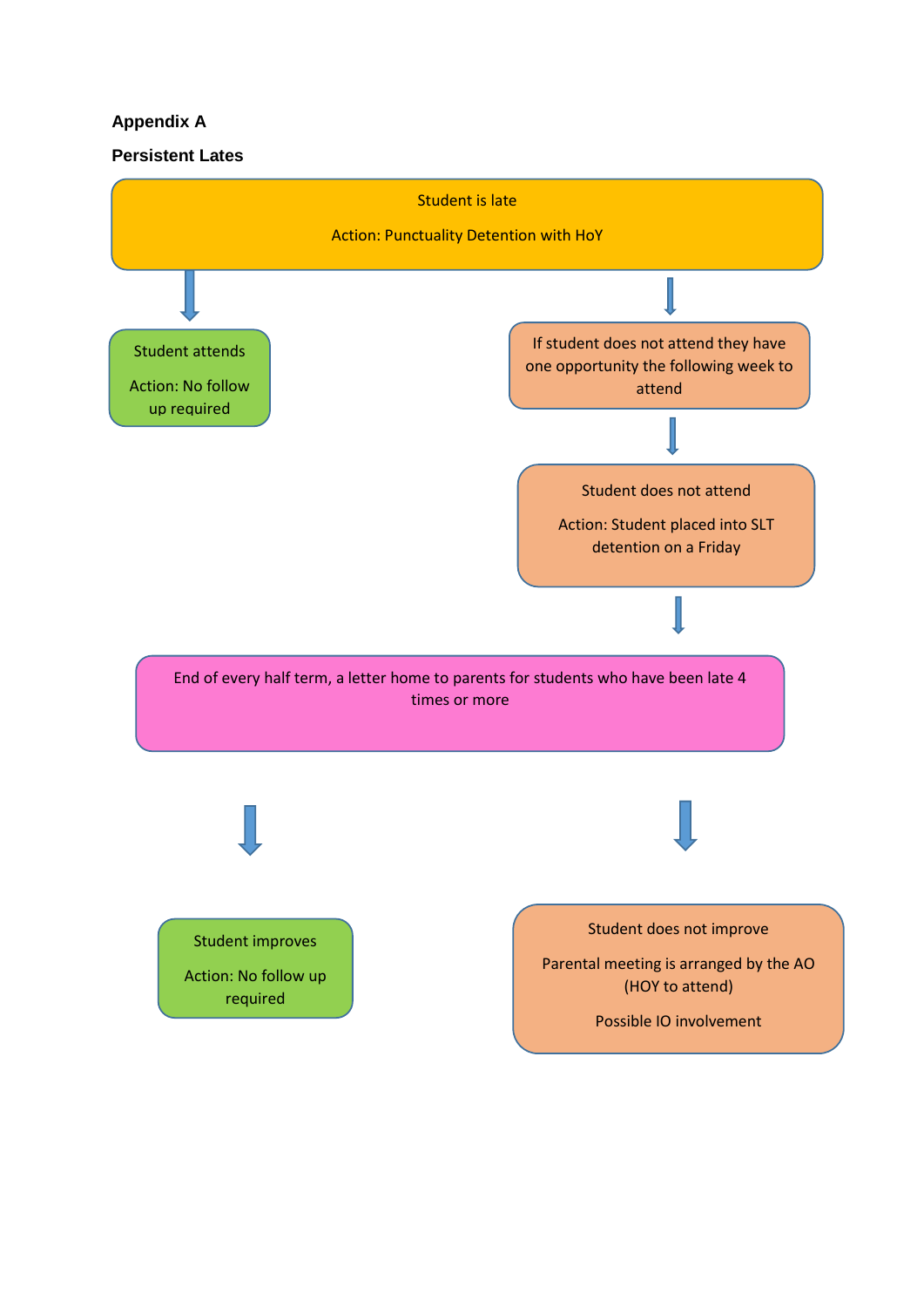**Appendix A**

**Persistent Lates**

Student is late

Action: Punctuality Detention with HoY

Student attends

Action: No follow up required

If student does not attend they have one opportunity the following week to attend

Student does not attend

Action: Student placed into SLT detention on a Friday

End of every half term, a letter home to parents for students who have been late 4 times or more

Student improves

Action: No follow up required

Student does not improve

Parental meeting is arranged by the AO (HOY to attend)

Possible IO involvement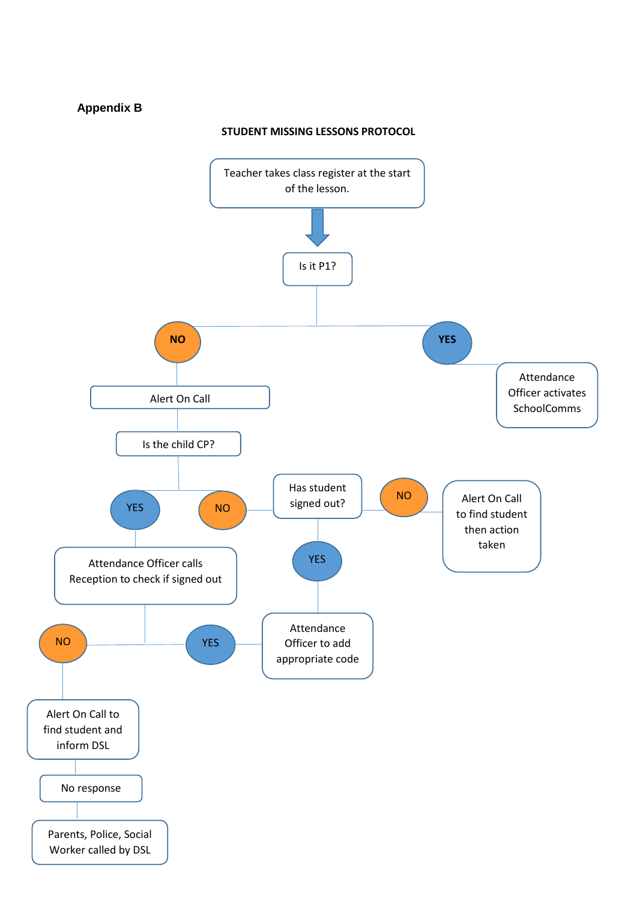**Appendix B**

**STUDENT MISSING LESSONS PROTOCOL**

Teacher takes class register at the start of the lesson.

Is it P1?

NO

YES

Attendance Officer activates SchoolComms

Alert On Call

Is the child CP?

YES

NO

Has student signed out?

NO

Alert On Call to find student then action taken

Attendance Officer calls Reception to check if signed out

YES

Attendance Officer to add appropriate code

NO

YES

Alert On Call to find student and inform DSL

No response

Parents, Police, Social Worker called by DSL